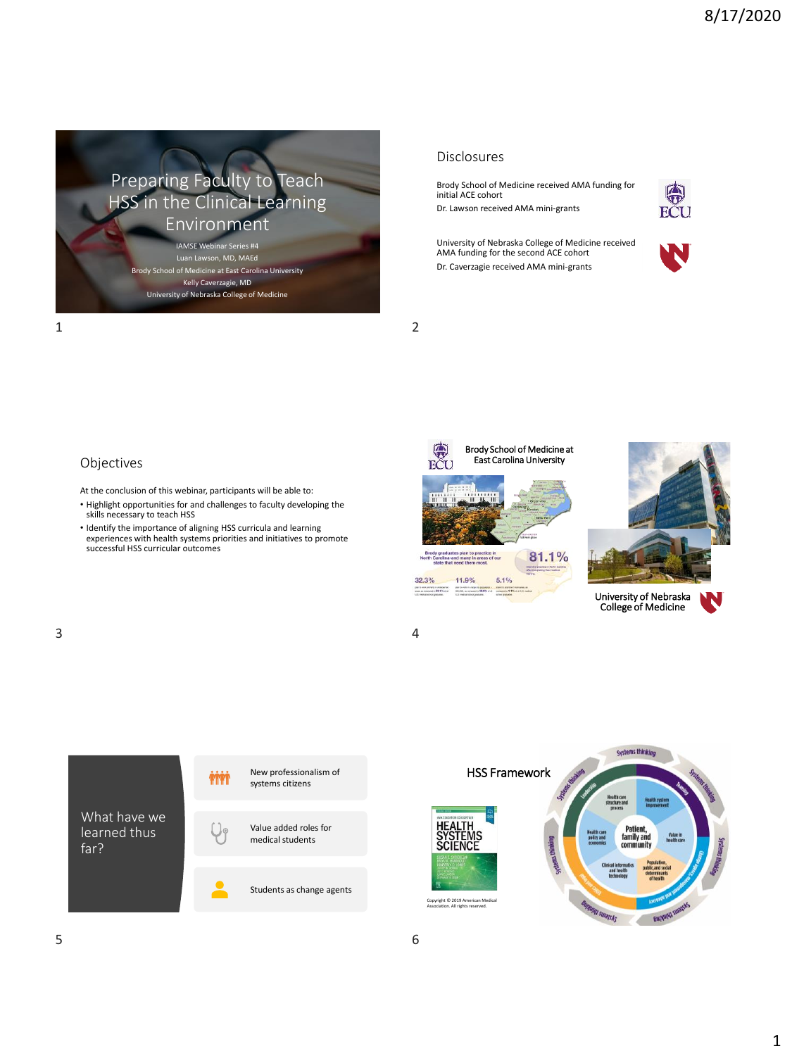# Preparing Faculty to Teach HSS in the Clinical Learning Environment

IAMSE Webinar Series #4

Luan Lawson, MD, MAEd

Brody School of Medicine at East Carolina University

Kelly Caverzagie, MD

University of Nebraska College of Medicine

## Disclosures

Brody School of Medicine received AMA funding for initial ACE cohort

Dr. Lawson received AMA mini-grants

University of Nebraska College of Medicine received AMA funding for the second ACE cohort

Dr. Caverzagie received AMA mini-grants

## Objectives

At the conclusion of this webinar, participants will be able to:

- Highlight opportunities for and challenges to faculty developing the skills necessary to teach HSS
- Identify the importance of aligning HSS curricula and learning experiences with health systems priorities and initiatives to promote successful HSS curricular outcomes

## Brody School of Medicine at East Carolina University

Brody graduates plan to practice in North Carolina and many in areas of our state that need them most.

81.1%

32.3%

11.9%

5.1%

## University of Nebraska College of Medicine

## What have we learned thus far?

- New professionalism of systems citizens
- Value added roles for medical students
- Students as change agents

## HSS Framework

Copyright © 2019 American Medical Association. All rights reserved.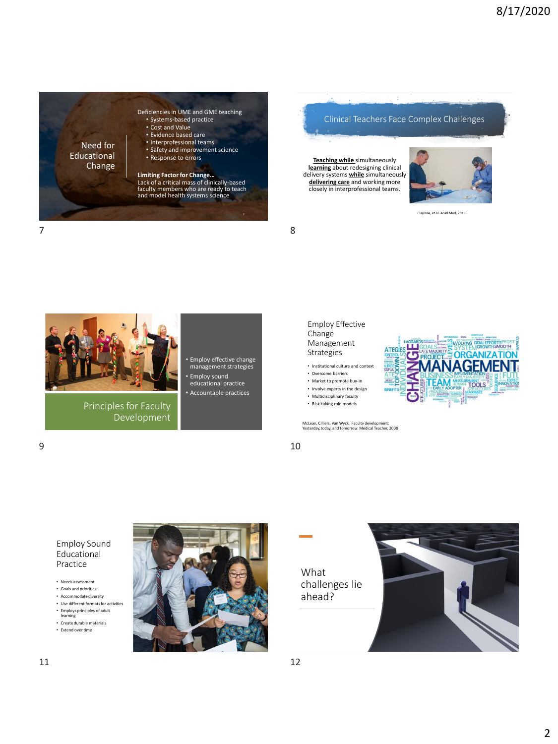## Need for Educational Change

Deficiencies in UME and GME teaching

- Systems-based practice
- Cost and Value
- Evidence based care
- Interprofessional teams
- Safety and improvement science
- Response to errors

**Limiting Factor for Change…**
Lack of a critical mass of clinically-based faculty members who are ready to teach and model health systems science

## Clinical Teachers Face Complex Challenges

**Teaching while** simultaneously **learning** about redesigning clinical delivery systems **while** simultaneously **delivering care** and working more closely in interprofessional teams.

Clay MA, et.al. Acad Med, 2013.

## Principles for Faculty Development

- Employ effective change management strategies
- Employ sound educational practice
- Accountable practices

## Employ Effective Change Management Strategies

- Institutional culture and context
- Overcome barriers
- Market to promote buy-in
- Involve experts in the design
- Multidisciplinary faculty
- Risk-taking role models

McLean, Cilliers, Van Wyck. Faculty development: Yesterday, today, and tomorrow. Medical Teacher, 2008

## Employ Sound Educational Practice

- Needs assessment
- Goals and priorities
- Accommodate diversity
- Use different formats for activities
- Employs principles of adult learning
- Create durable materials
- Extend over time

## What challenges lie ahead?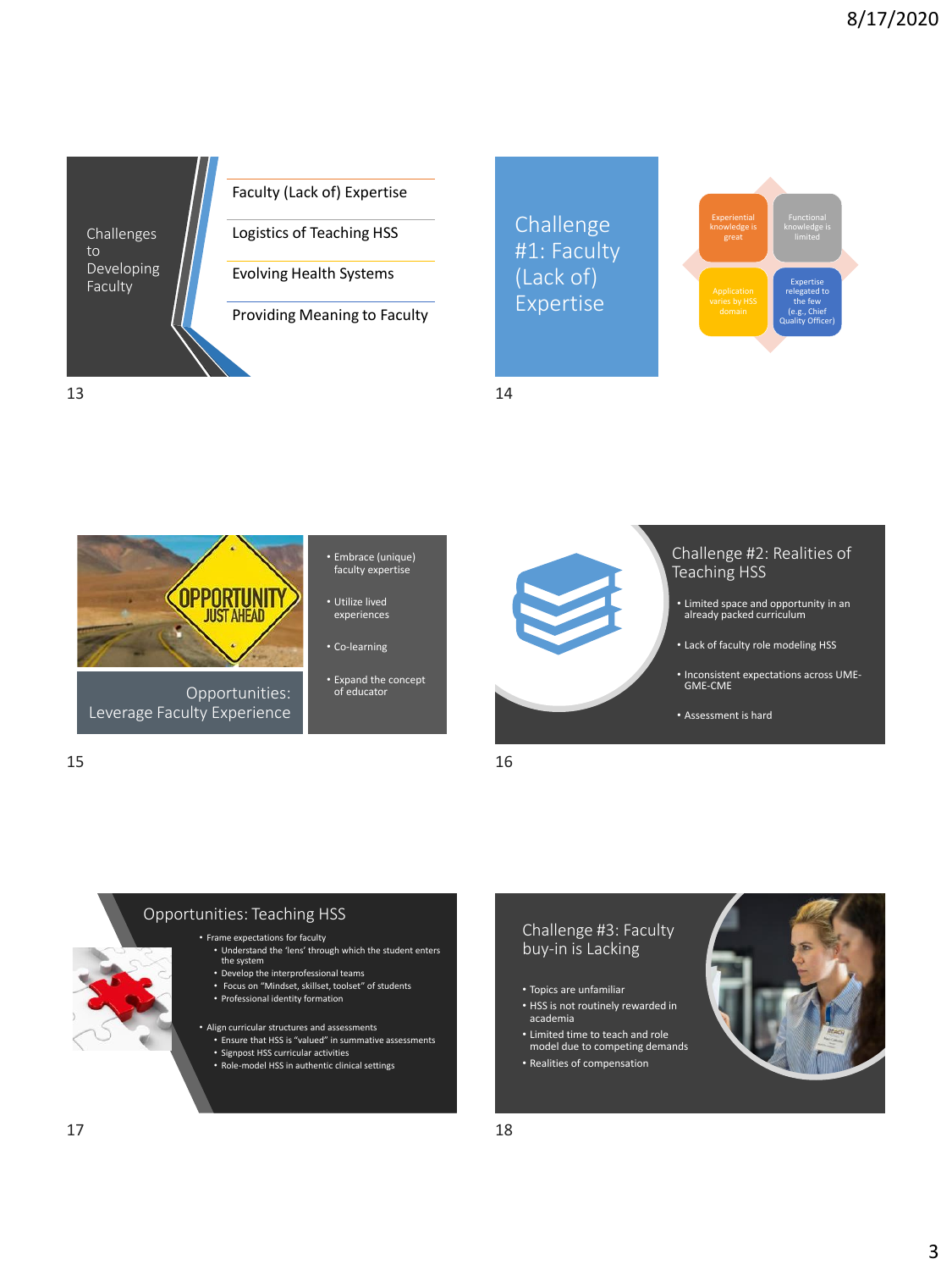## Challenges to Developing Faculty

- Faculty (Lack of) Expertise
- Logistics of Teaching HSS
- Evolving Health Systems
- Providing Meaning to Faculty

## Challenge #1: Faculty (Lack of) Expertise

- Experiential knowledge is great
- Functional knowledge is limited
- Application varies by HSS domain
- Expertise relegated to the few (e.g., Chief Quality Officer)

## Opportunities: Leverage Faculty Experience

- Embrace (unique) faculty expertise
- Utilize lived experiences
- Co-learning
- Expand the concept of educator

## Challenge #2: Realities of Teaching HSS

- Limited space and opportunity in an already packed curriculum
- Lack of faculty role modeling HSS
- Inconsistent expectations across UME-GME-CME
- Assessment is hard

## Opportunities: Teaching HSS

- Frame expectations for faculty
  - Understand the 'lens' through which the student enters the system
  - Develop the interprofessional teams
  - Focus on "Mindset, skillset, toolset" of students
  - Professional identity formation
- Align curricular structures and assessments
  - Ensure that HSS is "valued" in summative assessments
  - Signpost HSS curricular activities
  - Role-model HSS in authentic clinical settings

## Challenge #3: Faculty buy-in is Lacking

- Topics are unfamiliar
- HSS is not routinely rewarded in academia
- Limited time to teach and role model due to competing demands
- Realities of compensation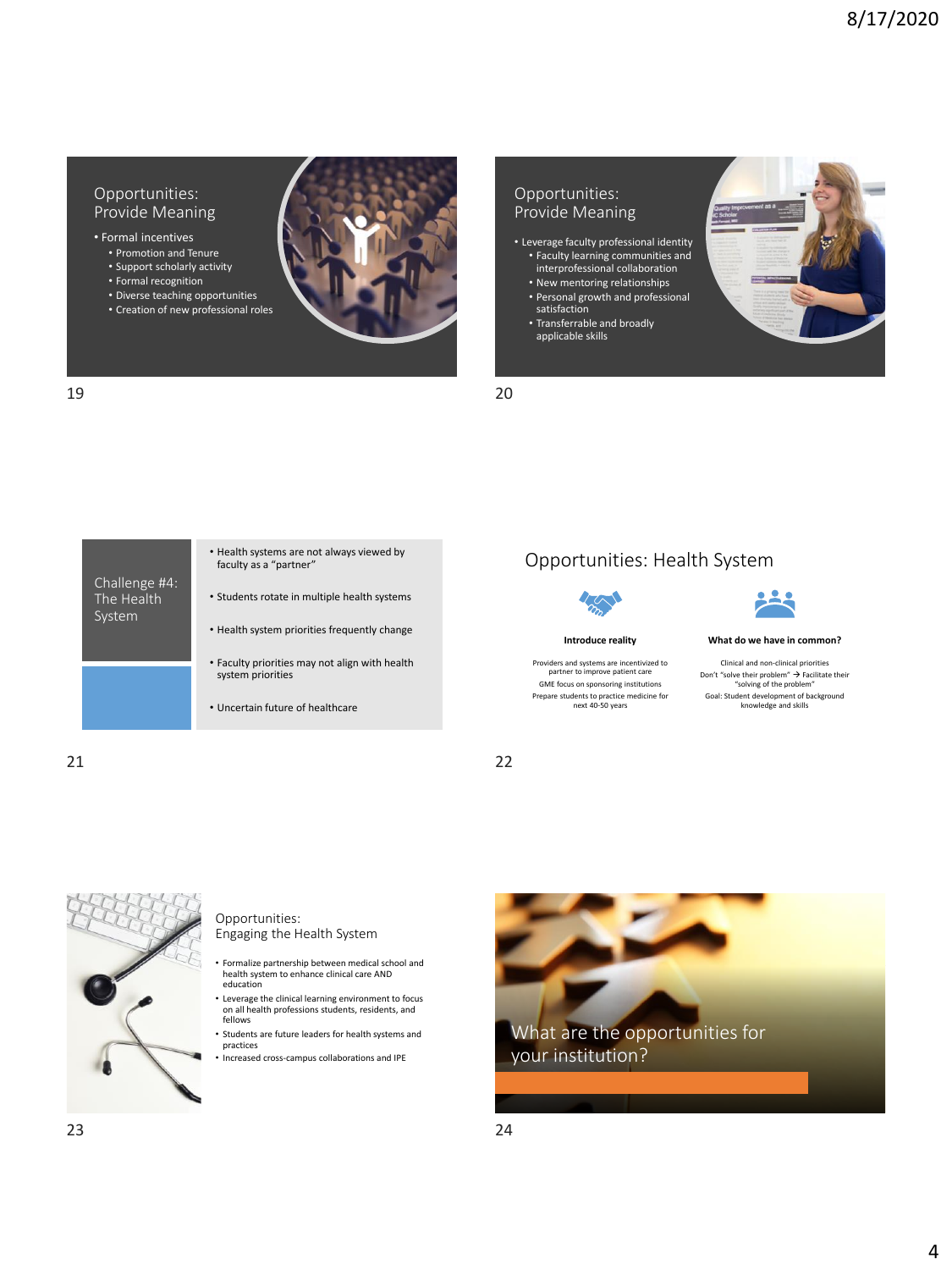## Opportunities: Provide Meaning

- Formal incentives
  - Promotion and Tenure
  - Support scholarly activity
  - Formal recognition
  - Diverse teaching opportunities
  - Creation of new professional roles

## Opportunities: Provide Meaning

- Leverage faculty professional identity
  - Faculty learning communities and interprofessional collaboration
  - New mentoring relationships
  - Personal growth and professional satisfaction
  - Transferrable and broadly applicable skills

## Challenge #4: The Health System

- Health systems are not always viewed by faculty as a "partner"
- Students rotate in multiple health systems
- Health system priorities frequently change
- Faculty priorities may not align with health system priorities
- Uncertain future of healthcare

## Opportunities: Health System

**Introduce reality**

Providers and systems are incentivized to partner to improve patient care

GME focus on sponsoring institutions

Prepare students to practice medicine for next 40-50 years

**What do we have in common?**

Clinical and non-clinical priorities

Don't "solve their problem" → Facilitate their "solving of the problem"

Goal: Student development of background knowledge and skills

## Opportunities: Engaging the Health System

- Formalize partnership between medical school and health system to enhance clinical care AND education
- Leverage the clinical learning environment to focus on all health professions students, residents, and fellows
- Students are future leaders for health systems and practices
- Increased cross-campus collaborations and IPE

## What are the opportunities for your institution?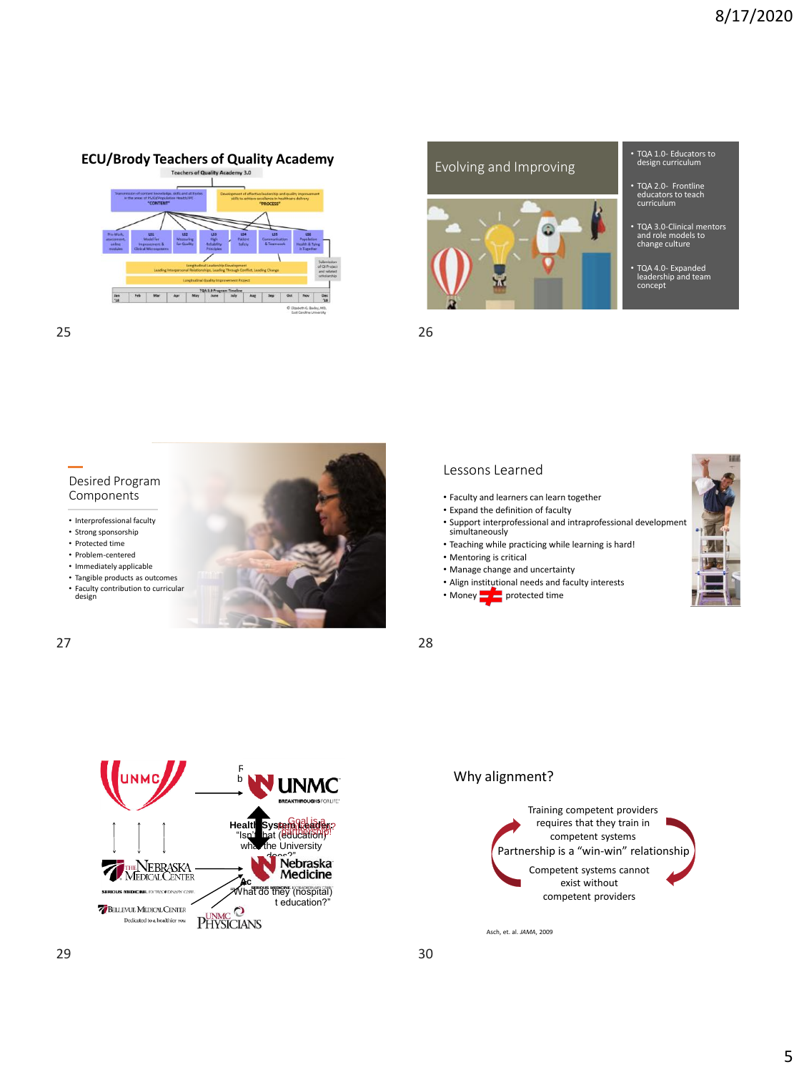## ECU/Brody Teachers of Quality Academy

Teachers of Quality Academy 3.0

| Transmission of content knowledge, skills and attitudes in the areas of PS/QI/Population Health/IPE "CONTENT" | Development of effective leadership and quality improvement skills to achieve excellence in healthcare delivery "PROCESS" |
| --- | --- |

Pre-Work, assessment, online modules | LS1 Model for Improvement & Clinical Microsystems | LS2 Measuring for Quality | LS3 High Reliability Principles | LS4 Patient Safety | LS5 Communication & Teamwork | LS6 Population Health & Tying it Together

Longitudinal Leadership Development: Leading Interpersonal Relationships, Leading Through Conflict, Leading Change

Longitudinal Quality Improvement Project

Submission of QI Project and related scholarship

TQA 3.0 Program Timeline: Jan '18 | Feb | Mar | Apr | May | June | July | Aug | Sep | Oct | Nov | Dec '18

© Elizabeth G. Baxley, MD, East Carolina University

## Evolving and Improving

- TQA 1.0- Educators to design curriculum
- TQA 2.0- Frontline educators to teach curriculum
- TQA 3.0-Clinical mentors and role models to change culture
- TQA 4.0- Expanded leadership and team concept

## Desired Program Components

- Interprofessional faculty
- Strong sponsorship
- Protected time
- Problem-centered
- Immediately applicable
- Tangible products as outcomes
- Faculty contribution to curricular design

## Lessons Learned

- Faculty and learners can learn together
- Expand the definition of faculty
- Support interprofessional and intraprofessional development simultaneously
- Teaching while practicing while learning is hard!
- Mentoring is critical
- Manage change and uncertainty
- Align institutional needs and faculty interests
- Money ≠ protected time

UNMC → UNMC

Health System Leader: "Isn't that (education) what the University does?"

Goal is a partnership!

The Nebraska Medical Center → Nebraska Medicine

"What do they (hospital) want education?"

Bellevue Medical Center — UNMC Physicians

## Why alignment?

Training competent providers requires that they train in competent systems

Partnership is a "win-win" relationship

Competent systems cannot exist without competent providers

Asch, et. al. *JAMA*, 2009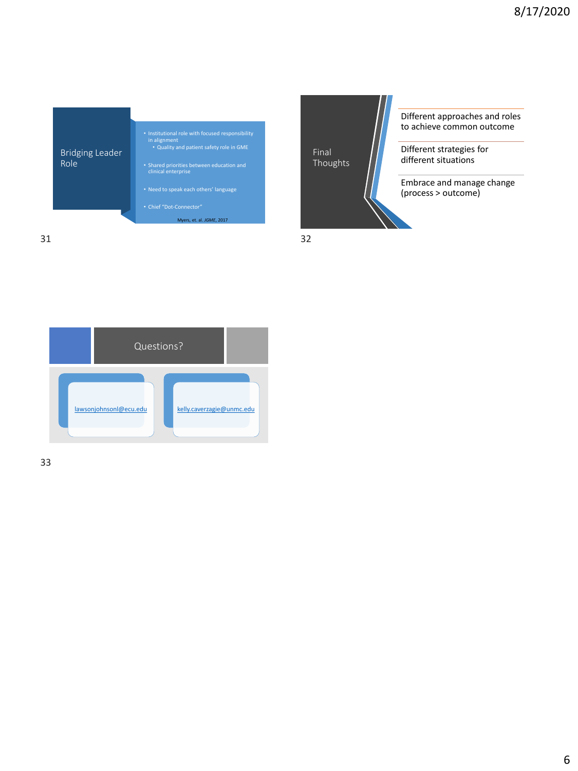## Bridging Leader Role

- Institutional role with focused responsibility in alignment
  - Quality and patient safety role in GME
- Shared priorities between education and clinical enterprise
- Need to speak each others' language
- Chief "Dot-Connector"

Myers, et. al. *JGME*, 2017

## Final Thoughts

- Different approaches and roles to achieve common outcome
- Different strategies for different situations
- Embrace and manage change (process > outcome)

## Questions?

lawsonjohnsonl@ecu.edu

kelly.caverzagie@unmc.edu